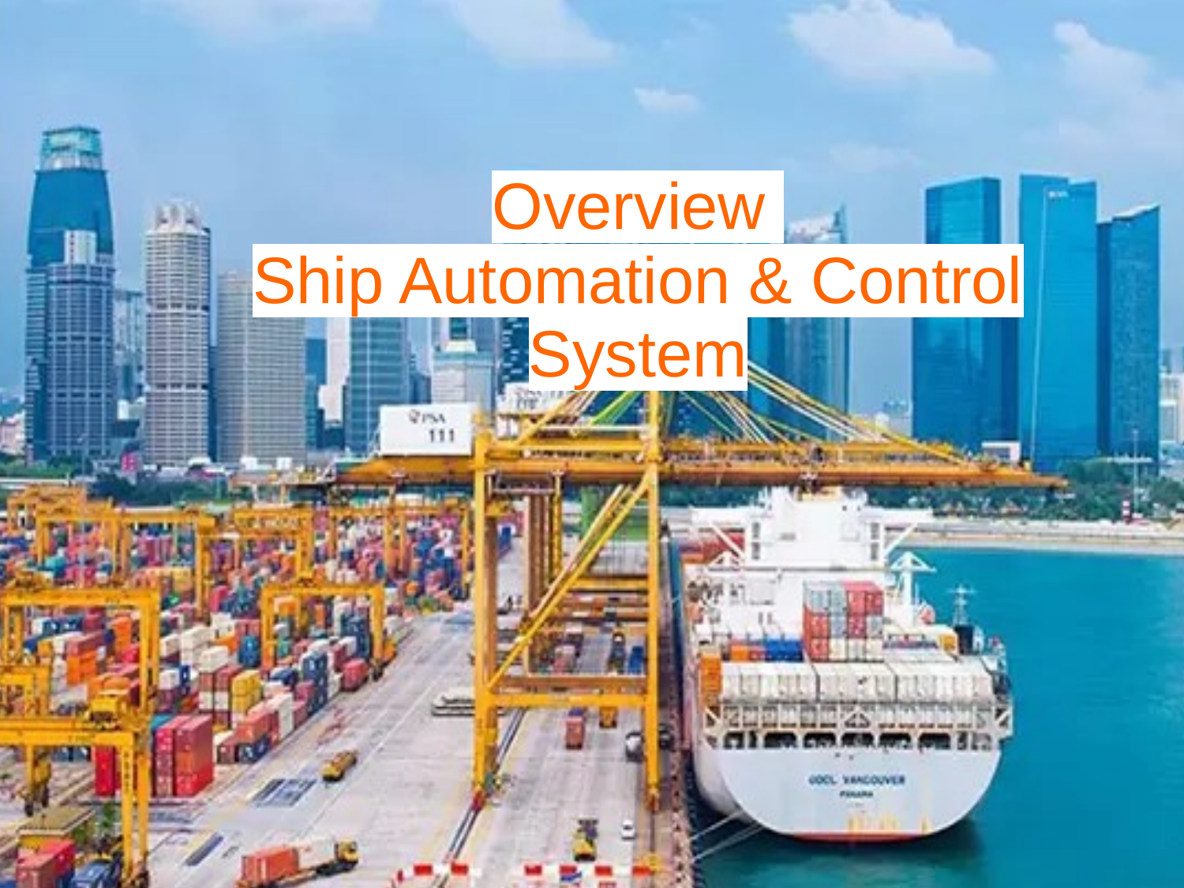# Overview

# Ship Automation & Control System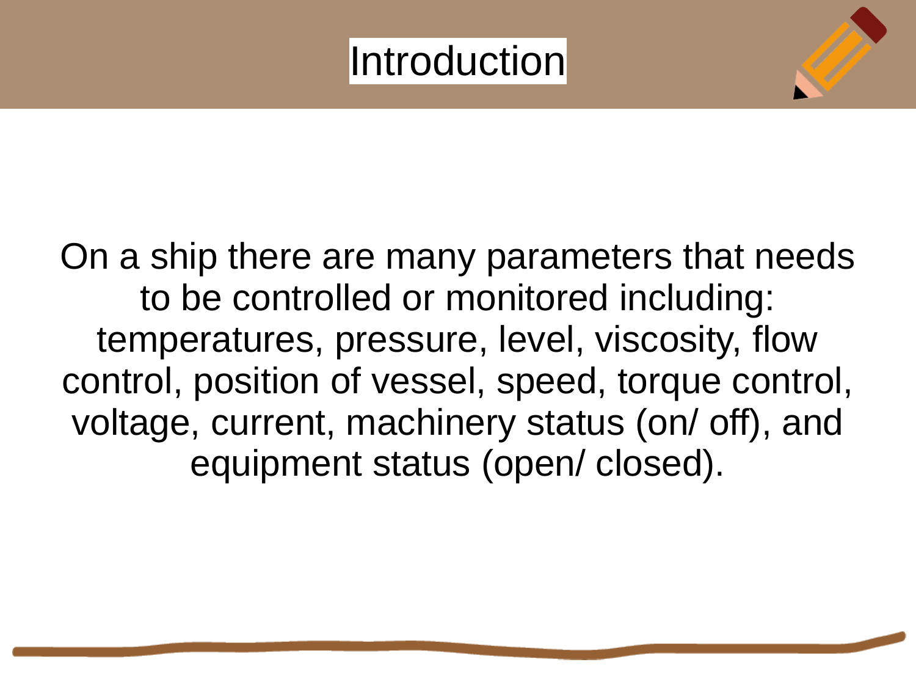# Introduction

On a ship there are many parameters that needs to be controlled or monitored including: temperatures, pressure, level, viscosity, flow control, position of vessel, speed, torque control, voltage, current, machinery status (on/ off), and equipment status (open/ closed).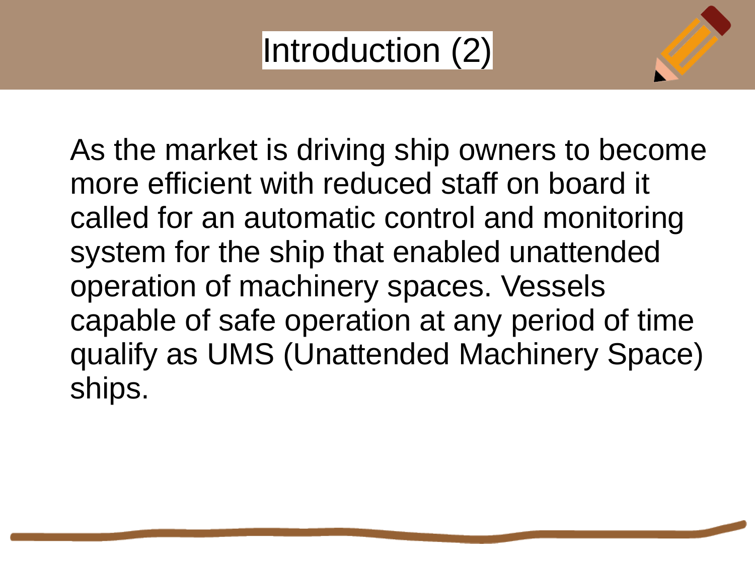# Introduction (2)

As the market is driving ship owners to become more efficient with reduced staff on board it called for an automatic control and monitoring system for the ship that enabled unattended operation of machinery spaces. Vessels capable of safe operation at any period of time qualify as UMS (Unattended Machinery Space) ships.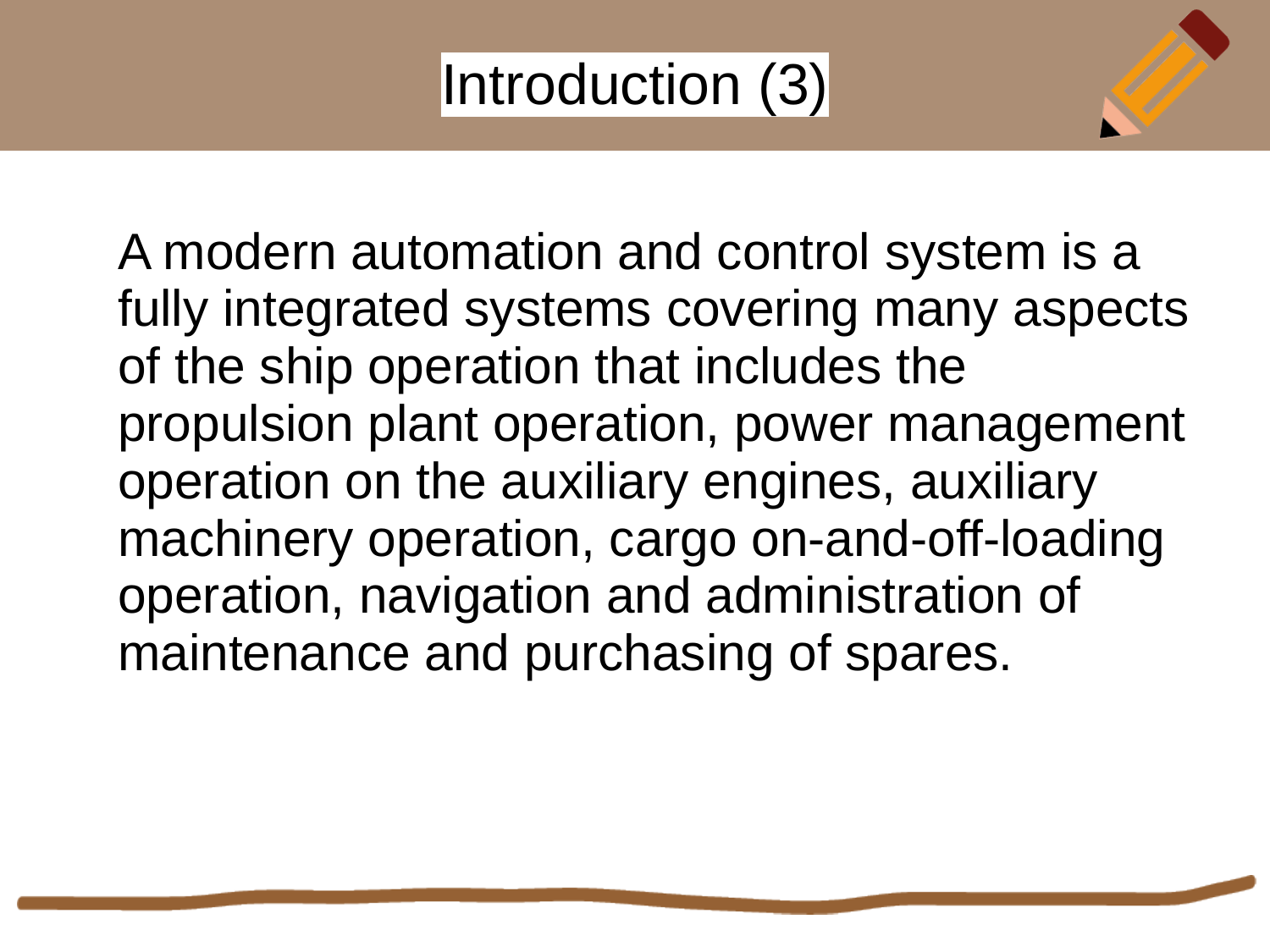# Introduction (3)

A modern automation and control system is a fully integrated systems covering many aspects of the ship operation that includes the propulsion plant operation, power management operation on the auxiliary engines, auxiliary machinery operation, cargo on-and-off-loading operation, navigation and administration of maintenance and purchasing of spares.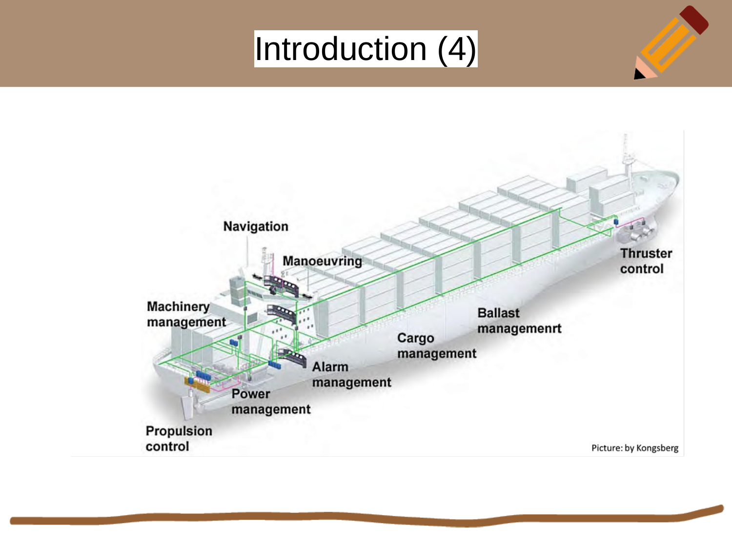# Introduction (4)

Navigation

Manoeuvring

Machinery management

Thruster control

Ballast managemenrt

Cargo management

Alarm management

Power management

Propulsion control

Picture: by Kongsberg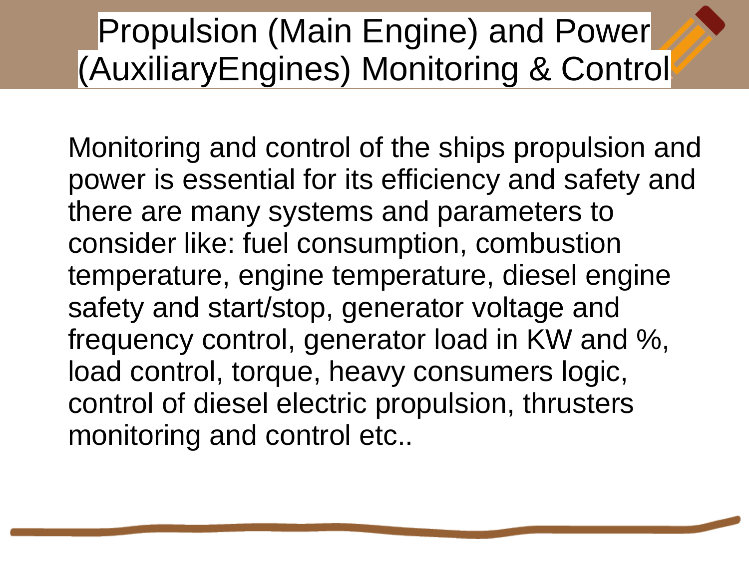# Propulsion (Main Engine) and Power (AuxiliaryEngines) Monitoring & Control

Monitoring and control of the ships propulsion and power is essential for its efficiency and safety and there are many systems and parameters to consider like: fuel consumption, combustion temperature, engine temperature, diesel engine safety and start/stop, generator voltage and frequency control, generator load in KW and %, load control, torque, heavy consumers logic, control of diesel electric propulsion, thrusters monitoring and control etc..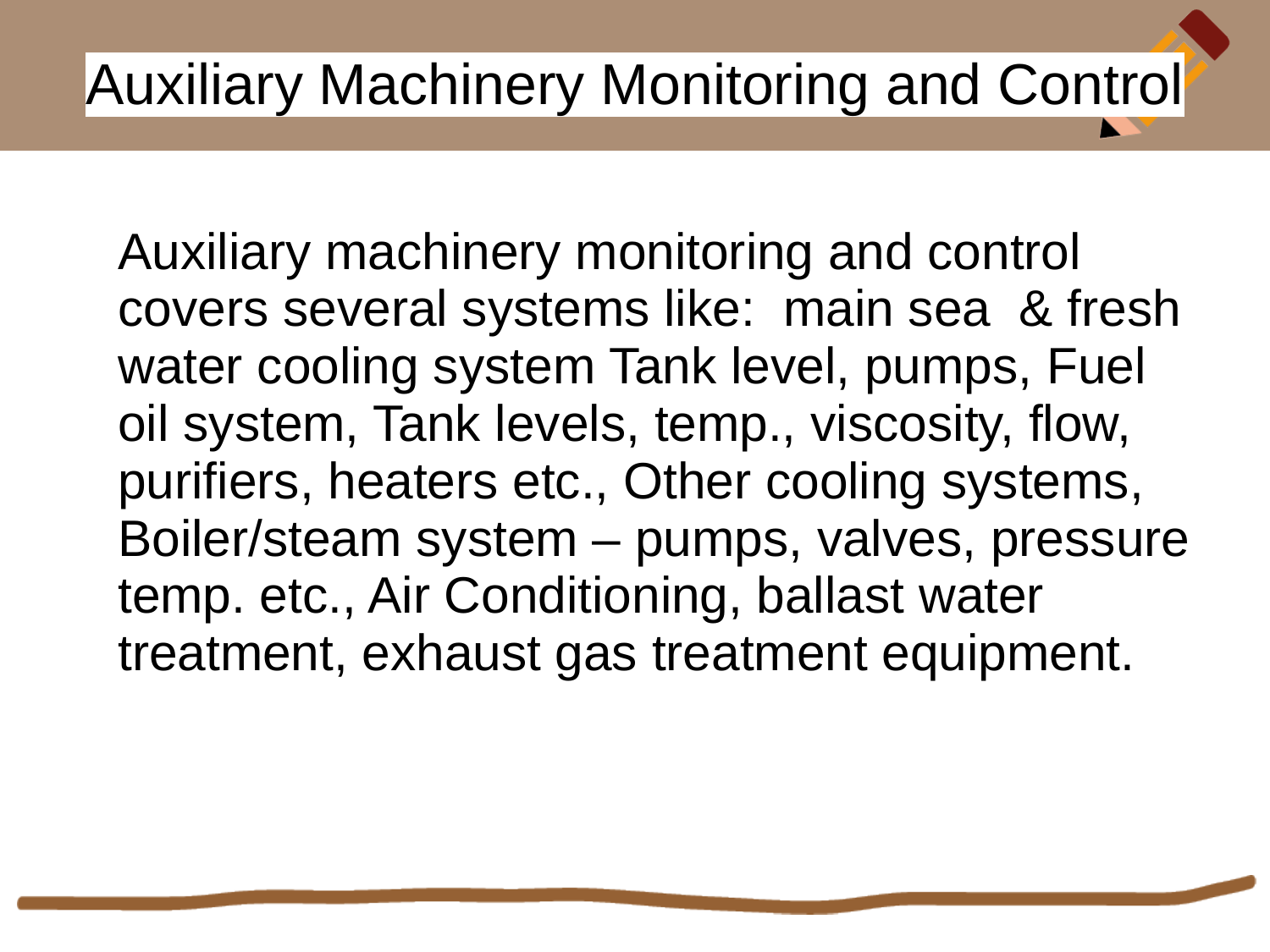# Auxiliary Machinery Monitoring and Control

Auxiliary machinery monitoring and control covers several systems like: main sea & fresh water cooling system Tank level, pumps, Fuel oil system, Tank levels, temp., viscosity, flow, purifiers, heaters etc., Other cooling systems, Boiler/steam system – pumps, valves, pressure temp. etc., Air Conditioning, ballast water treatment, exhaust gas treatment equipment.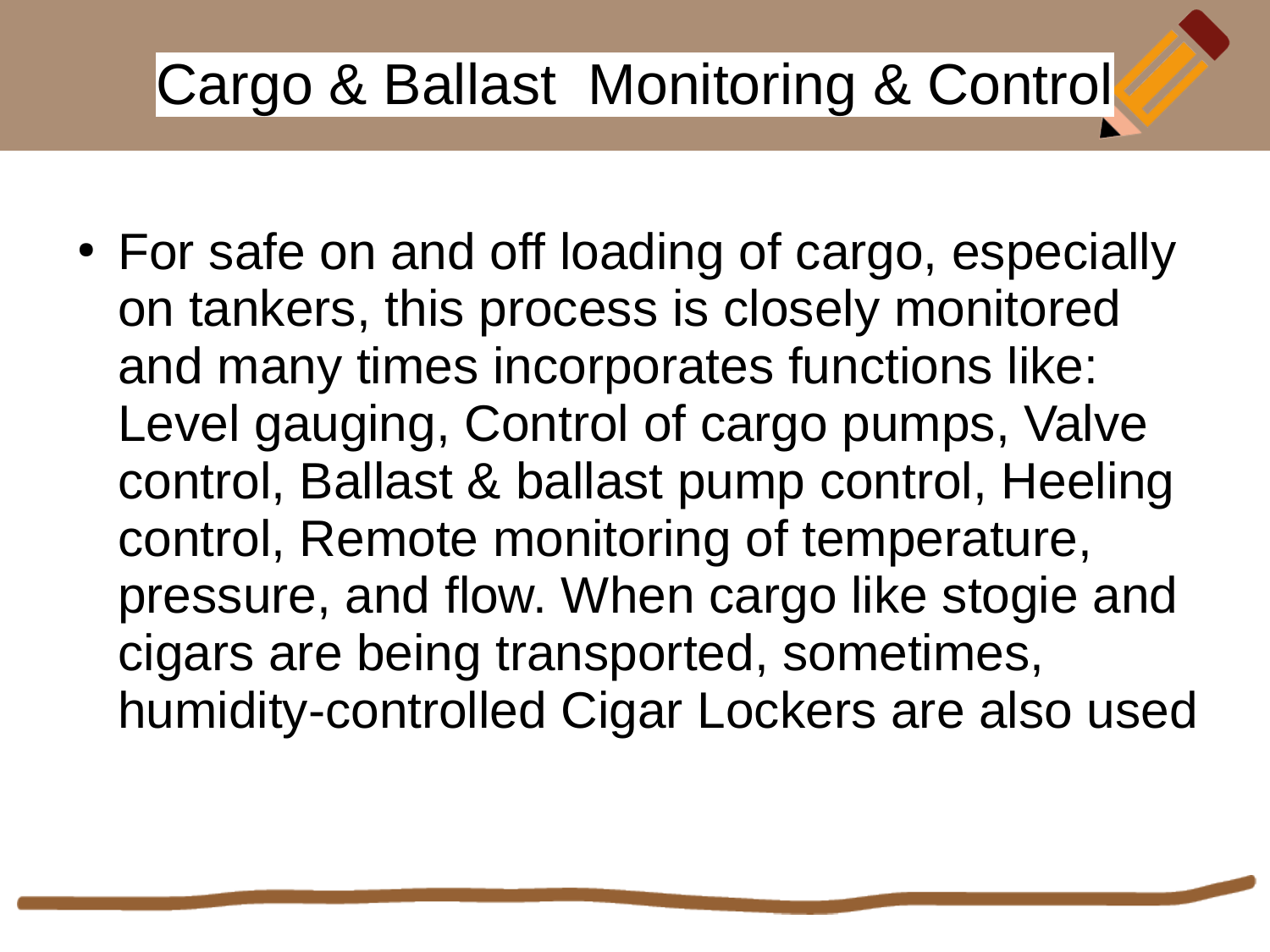# Cargo & Ballast Monitoring & Control

- For safe on and off loading of cargo, especially on tankers, this process is closely monitored and many times incorporates functions like: Level gauging, Control of cargo pumps, Valve control, Ballast & ballast pump control, Heeling control, Remote monitoring of temperature, pressure, and flow. When cargo like stogie and cigars are being transported, sometimes, humidity-controlled Cigar Lockers are also used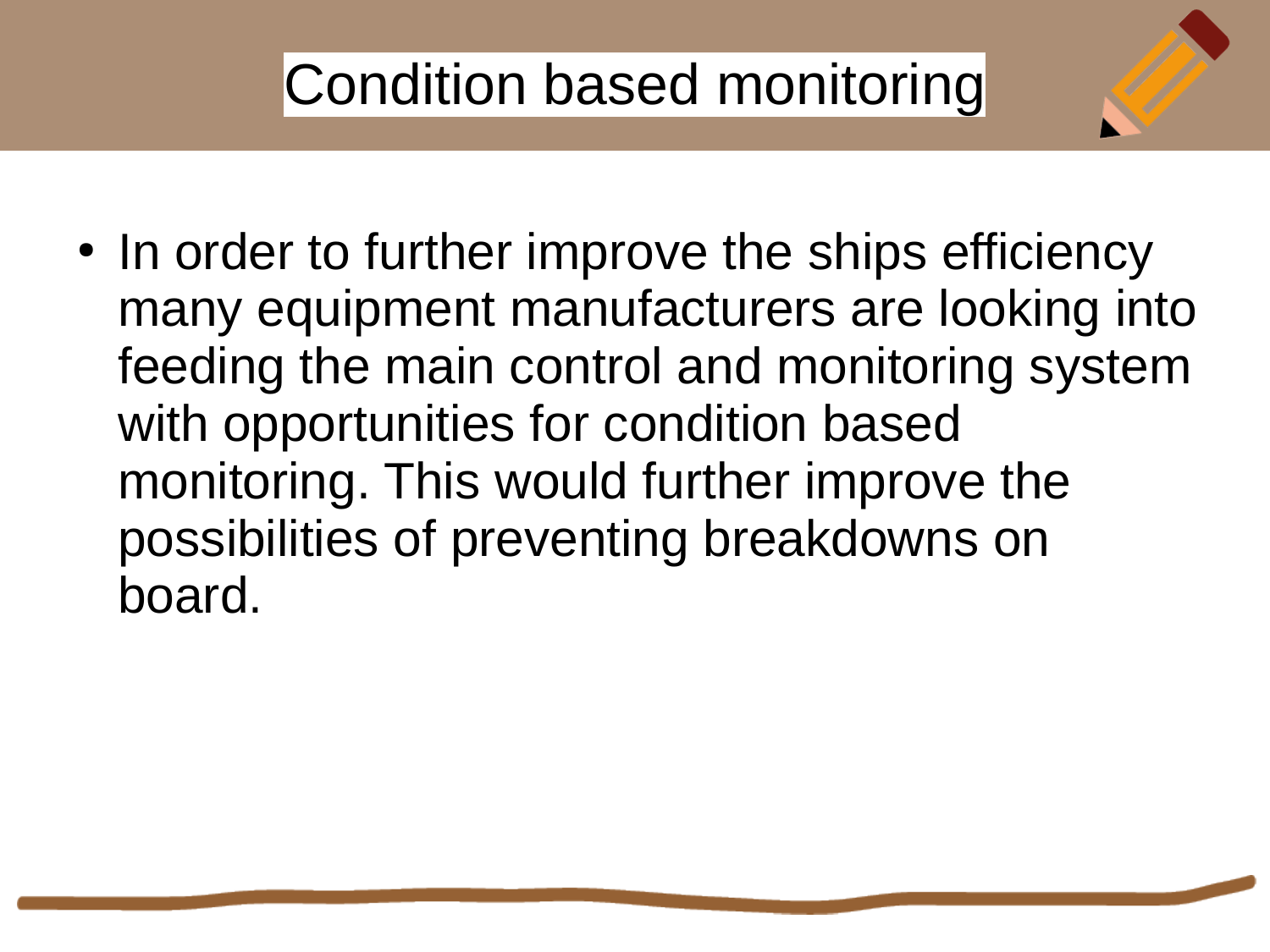# Condition based monitoring

- In order to further improve the ships efficiency many equipment manufacturers are looking into feeding the main control and monitoring system with opportunities for condition based monitoring. This would further improve the possibilities of preventing breakdowns on board.